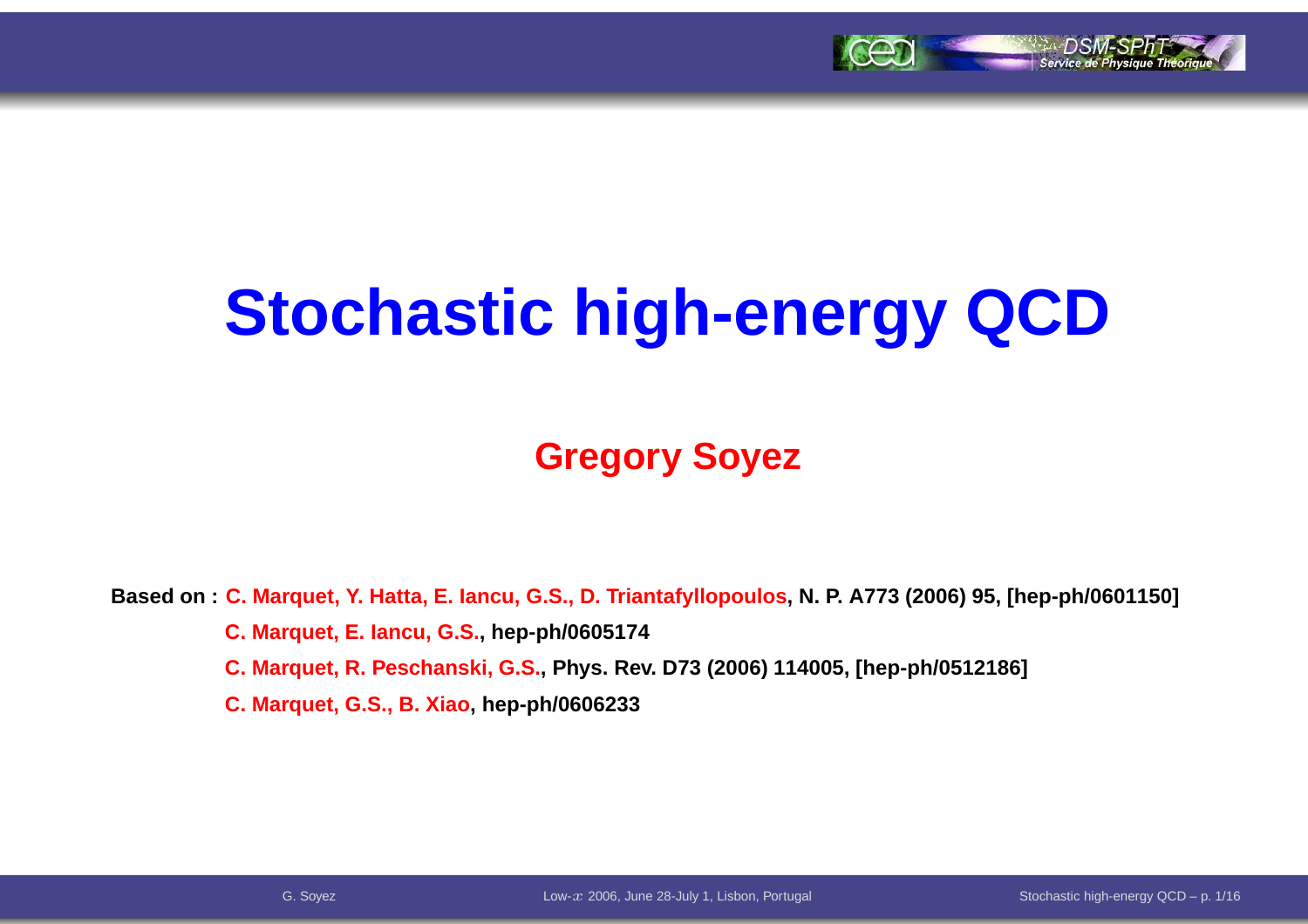# Stochastic high-energy QCD

**Gregory Soyez**

**Based on : C. Marquet, Y. Hatta, E. Iancu, G.S., D. Triantafyllopoulos, N. P. A773 (2006) 95, [hep-ph/0601150]**

**C. Marquet, E. Iancu, G.S., hep-ph/0605174**

**C. Marquet, R. Peschanski, G.S., Phys. Rev. D73 (2006) 114005, [hep-ph/0512186]**

**C. Marquet, G.S., B. Xiao, hep-ph/0606233**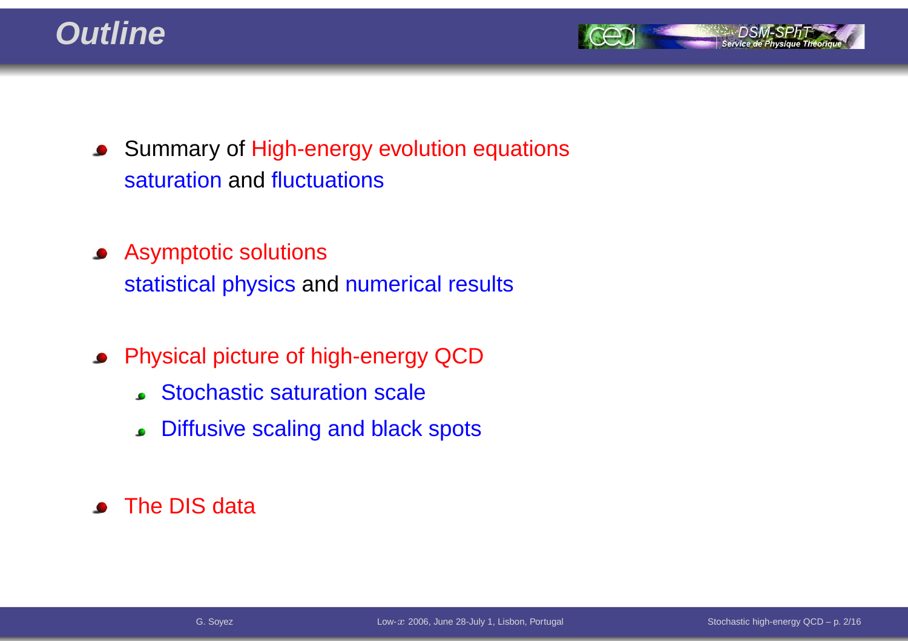# Outline

- Summary of High-energy evolution equations
  saturation and fluctuations

- Asymptotic solutions
  statistical physics and numerical results

- Physical picture of high-energy QCD
  - Stochastic saturation scale
  - Diffusive scaling and black spots

- The DIS data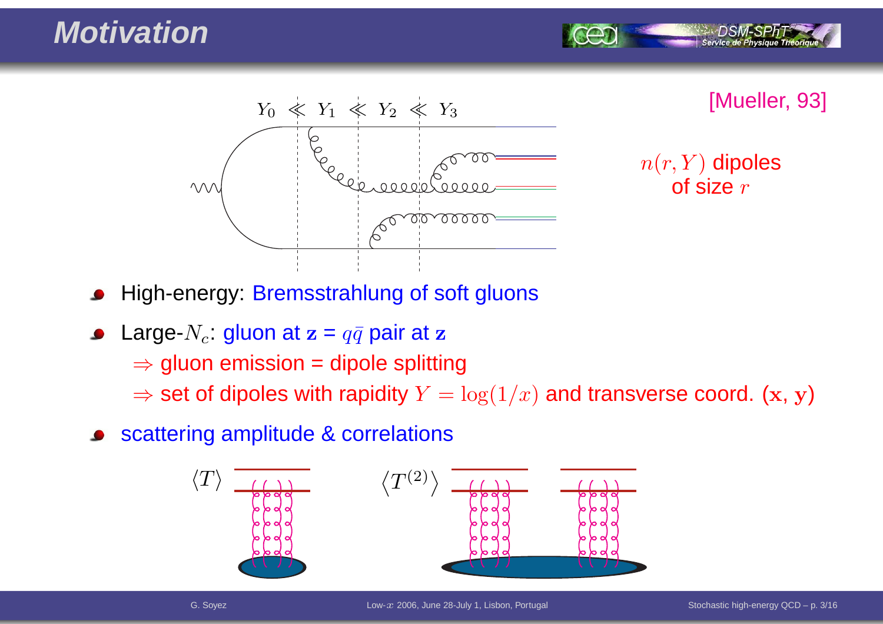# Motivation

$Y_0 \ll Y_1 \ll Y_2 \ll Y_3$

[Mueller, 93]

$n(r, Y)$ dipoles of size $r$

- High-energy: Bremsstrahlung of soft gluons
- Large-$N_c$: gluon at $\mathbf{z}$ = $q\bar{q}$ pair at $\mathbf{z}$
  - $\Rightarrow$ gluon emission = dipole splitting
  - $\Rightarrow$ set of dipoles with rapidity $Y = \log(1/x)$ and transverse coord. ($\mathbf{x}$, $\mathbf{y}$)
- scattering amplitude & correlations

$\langle T \rangle$ $\quad$ $\left\langle T^{(2)} \right\rangle$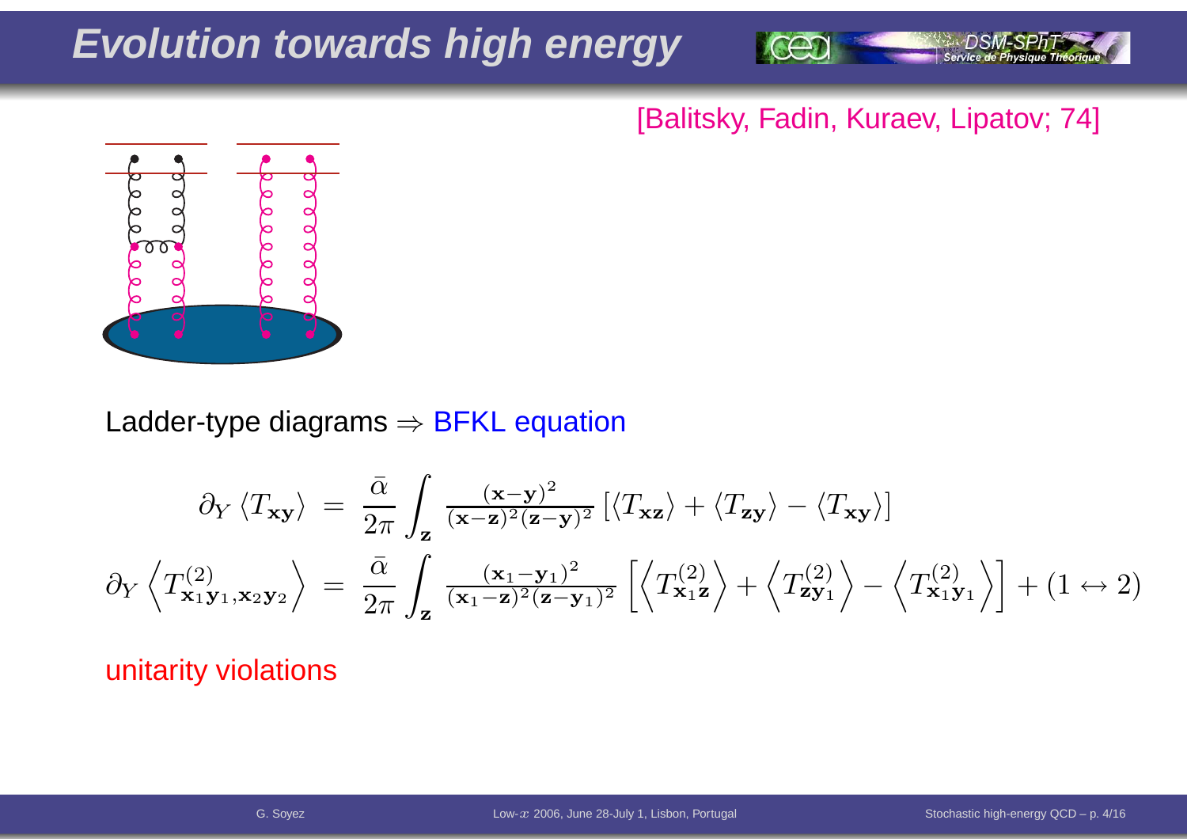# Evolution towards high energy

[Balitsky, Fadin, Kuraev, Lipatov; 74]

Ladder-type diagrams ⇒ BFKL equation

$$\partial_Y \langle T_{\mathbf{xy}} \rangle = \frac{\bar{\alpha}}{2\pi} \int_{\mathbf{z}} \frac{(\mathbf{x}-\mathbf{y})^2}{(\mathbf{x}-\mathbf{z})^2(\mathbf{z}-\mathbf{y})^2} \left[ \langle T_{\mathbf{xz}} \rangle + \langle T_{\mathbf{zy}} \rangle - \langle T_{\mathbf{xy}} \rangle \right]$$

$$\partial_Y \left\langle T^{(2)}_{\mathbf{x}_1\mathbf{y}_1,\mathbf{x}_2\mathbf{y}_2} \right\rangle = \frac{\bar{\alpha}}{2\pi} \int_{\mathbf{z}} \frac{(\mathbf{x}_1-\mathbf{y}_1)^2}{(\mathbf{x}_1-\mathbf{z})^2(\mathbf{z}-\mathbf{y}_1)^2} \left[ \left\langle T^{(2)}_{\mathbf{x}_1\mathbf{z}} \right\rangle + \left\langle T^{(2)}_{\mathbf{z}\mathbf{y}_1} \right\rangle - \left\langle T^{(2)}_{\mathbf{x}_1\mathbf{y}_1} \right\rangle \right] + (1 \leftrightarrow 2)$$

unitarity violations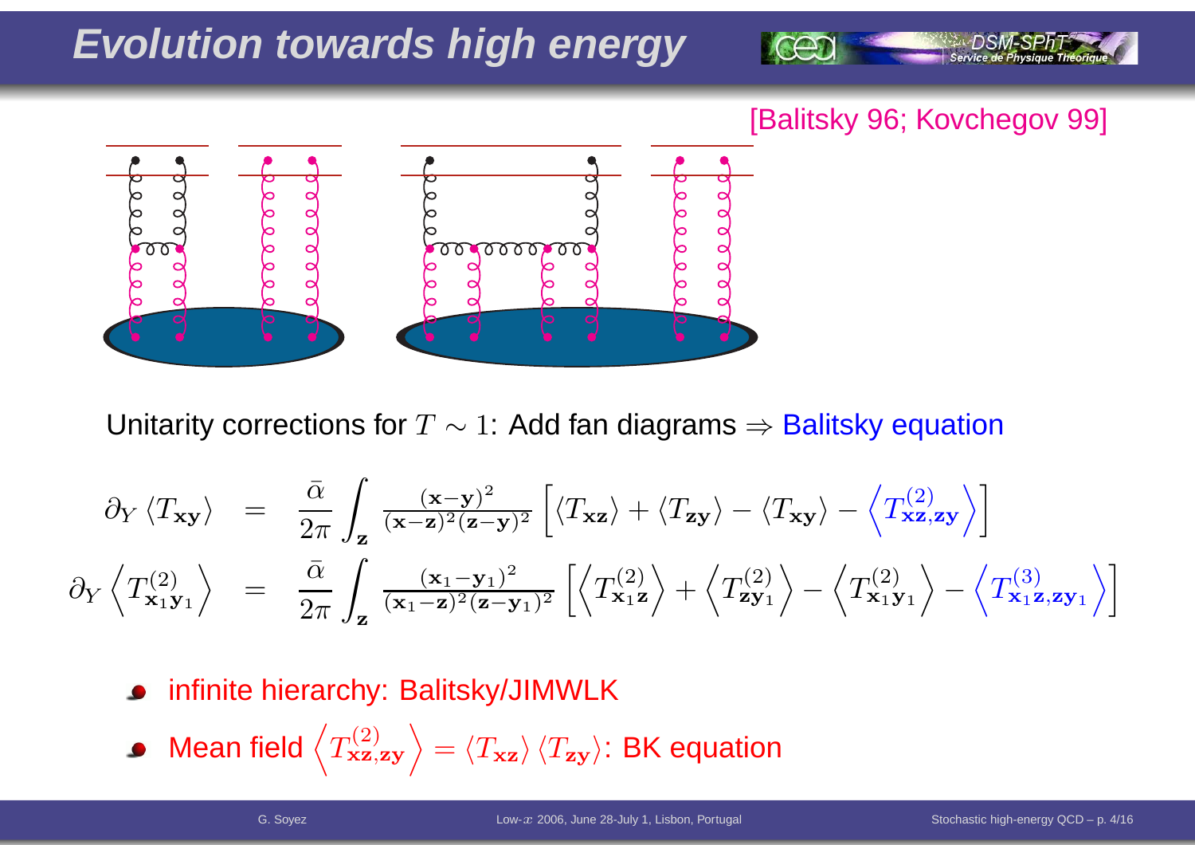# Evolution towards high energy

[Balitsky 96; Kovchegov 99]

Unitarity corrections for $T \sim 1$: Add fan diagrams $\Rightarrow$ Balitsky equation

$$
\begin{aligned}
\partial_Y \langle T_{\mathbf{xy}} \rangle &= \frac{\bar{\alpha}}{2\pi} \int_{\mathbf{z}} \frac{(\mathbf{x}-\mathbf{y})^2}{(\mathbf{x}-\mathbf{z})^2(\mathbf{z}-\mathbf{y})^2} \left[ \langle T_{\mathbf{xz}} \rangle + \langle T_{\mathbf{zy}} \rangle - \langle T_{\mathbf{xy}} \rangle - \left\langle T^{(2)}_{\mathbf{xz},\mathbf{zy}} \right\rangle \right] \\
\partial_Y \left\langle T^{(2)}_{\mathbf{x}_1\mathbf{y}_1} \right\rangle &= \frac{\bar{\alpha}}{2\pi} \int_{\mathbf{z}} \frac{(\mathbf{x}_1-\mathbf{y}_1)^2}{(\mathbf{x}_1-\mathbf{z})^2(\mathbf{z}-\mathbf{y}_1)^2} \left[ \left\langle T^{(2)}_{\mathbf{x}_1\mathbf{z}} \right\rangle + \left\langle T^{(2)}_{\mathbf{z}\mathbf{y}_1} \right\rangle - \left\langle T^{(2)}_{\mathbf{x}_1\mathbf{y}_1} \right\rangle - \left\langle T^{(3)}_{\mathbf{x}_1\mathbf{z},\mathbf{z}\mathbf{y}_1} \right\rangle \right]
\end{aligned}
$$

- infinite hierarchy: Balitsky/JIMWLK
- Mean field $\left\langle T^{(2)}_{\mathbf{xz},\mathbf{zy}} \right\rangle = \langle T_{\mathbf{xz}} \rangle \langle T_{\mathbf{zy}} \rangle$: BK equation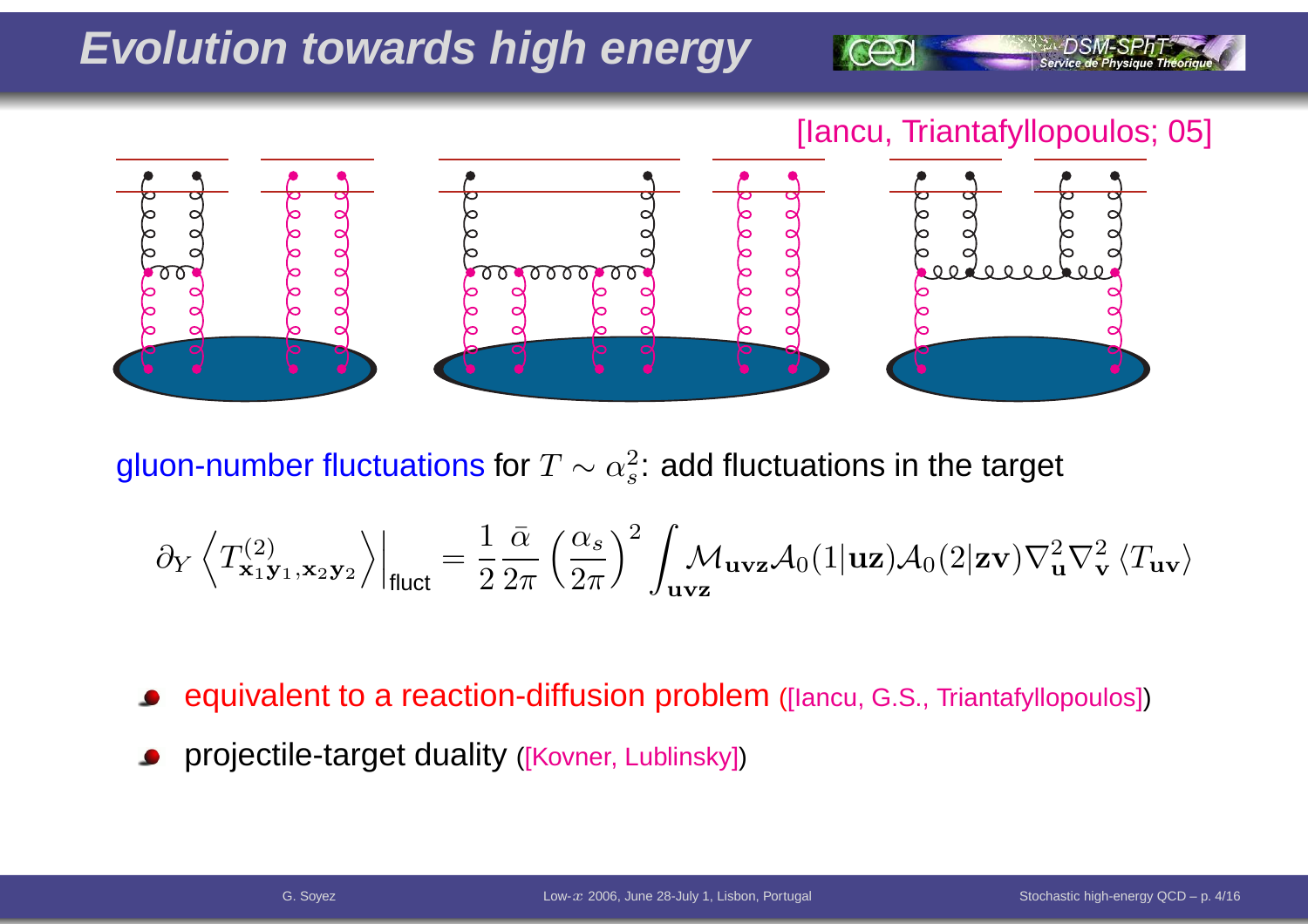# Evolution towards high energy

[Iancu, Triantafyllopoulos; 05]

gluon-number fluctuations for $T \sim \alpha_s^2$: add fluctuations in the target

$$\partial_Y \left\langle T^{(2)}_{\mathbf{x}_1\mathbf{y}_1,\mathbf{x}_2\mathbf{y}_2} \right\rangle\Big|_{\text{fluct}} = \frac{1}{2}\frac{\bar{\alpha}}{2\pi}\left(\frac{\alpha_s}{2\pi}\right)^2 \int_{\mathbf{uvz}} \mathcal{M}_{\mathbf{uvz}} \mathcal{A}_0(1|\mathbf{uz}) \mathcal{A}_0(2|\mathbf{zv}) \nabla^2_{\mathbf{u}} \nabla^2_{\mathbf{v}} \left\langle T_{\mathbf{uv}} \right\rangle$$

- equivalent to a reaction-diffusion problem ([Iancu, G.S., Triantafyllopoulos])
- projectile-target duality ([Kovner, Lublinsky])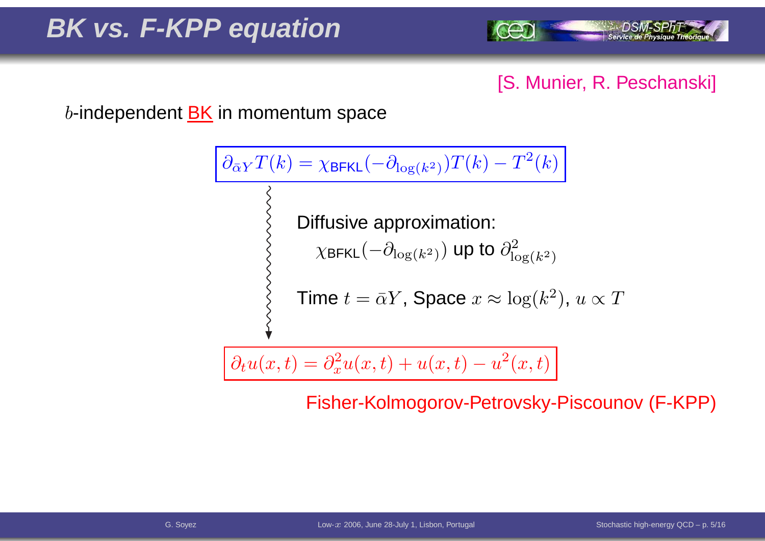# BK vs. F-KPP equation

[S. Munier, R. Peschanski]

$b$-independent BK in momentum space

$$\partial_{\bar{\alpha}Y} T(k) = \chi_{\text{BFKL}}(-\partial_{\log(k^2)}) T(k) - T^2(k)$$

Diffusive approximation:

$\chi_{\text{BFKL}}(-\partial_{\log(k^2)})$ up to $\partial^2_{\log(k^2)}$

Time $t = \bar{\alpha}Y$, Space $x \approx \log(k^2)$, $u \propto T$

$$\partial_t u(x,t) = \partial_x^2 u(x,t) + u(x,t) - u^2(x,t)$$

Fisher-Kolmogorov-Petrovsky-Piscounov (F-KPP)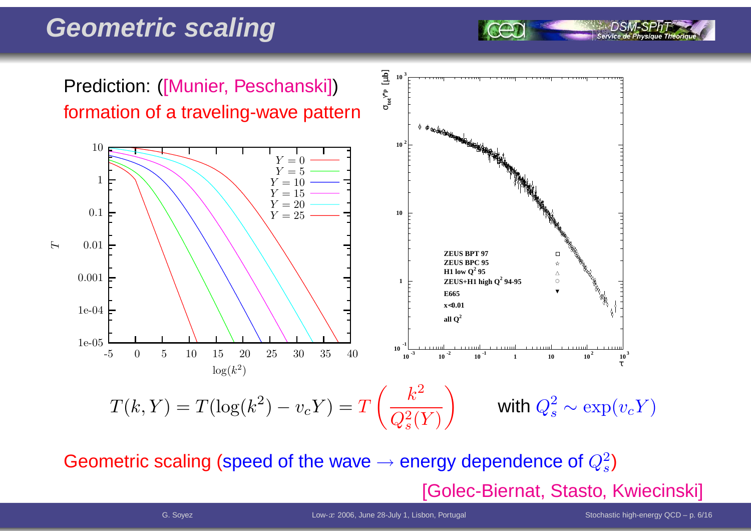# Geometric scaling

Prediction: ([Munier, Peschanski])
formation of a traveling-wave pattern

$$T(k,Y) = T(\log(k^2) - v_c Y) = T\left(\frac{k^2}{Q_s^2(Y)}\right) \qquad \text{with } Q_s^2 \sim \exp(v_c Y)$$

Geometric scaling (speed of the wave $\rightarrow$ energy dependence of $Q_s^2$)

[Golec-Biernat, Stasto, Kwiecinski]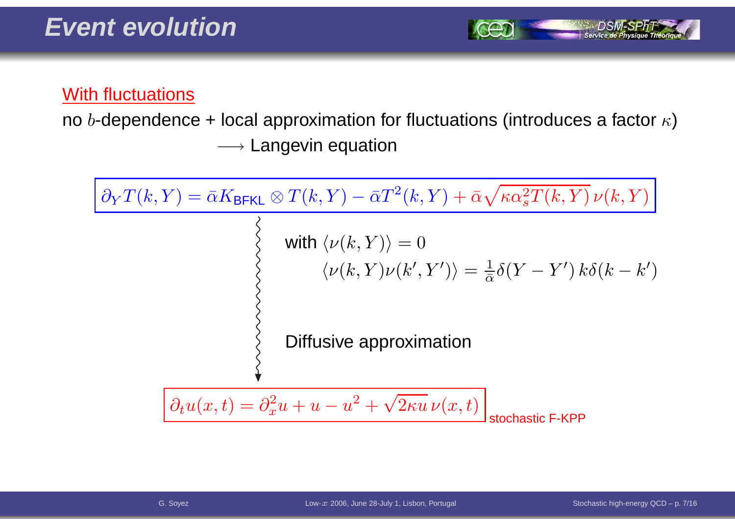# Event evolution

With fluctuations

no $b$-dependence + local approximation for fluctuations (introduces a factor $\kappa$)

$\longrightarrow$ Langevin equation

$$\partial_Y T(k,Y) = \bar{\alpha} K_{\text{BFKL}} \otimes T(k,Y) - \bar{\alpha} T^2(k,Y) + \bar{\alpha}\sqrt{\kappa \alpha_s^2 T(k,Y)}\, \nu(k,Y)$$

with $\langle \nu(k,Y) \rangle = 0$

$$\langle \nu(k,Y)\nu(k',Y') \rangle = \frac{1}{\bar{\alpha}} \delta(Y-Y')\, k\delta(k-k')$$

Diffusive approximation

$$\partial_t u(x,t) = \partial_x^2 u + u - u^2 + \sqrt{2\kappa u}\, \nu(x,t)$$

stochastic F-KPP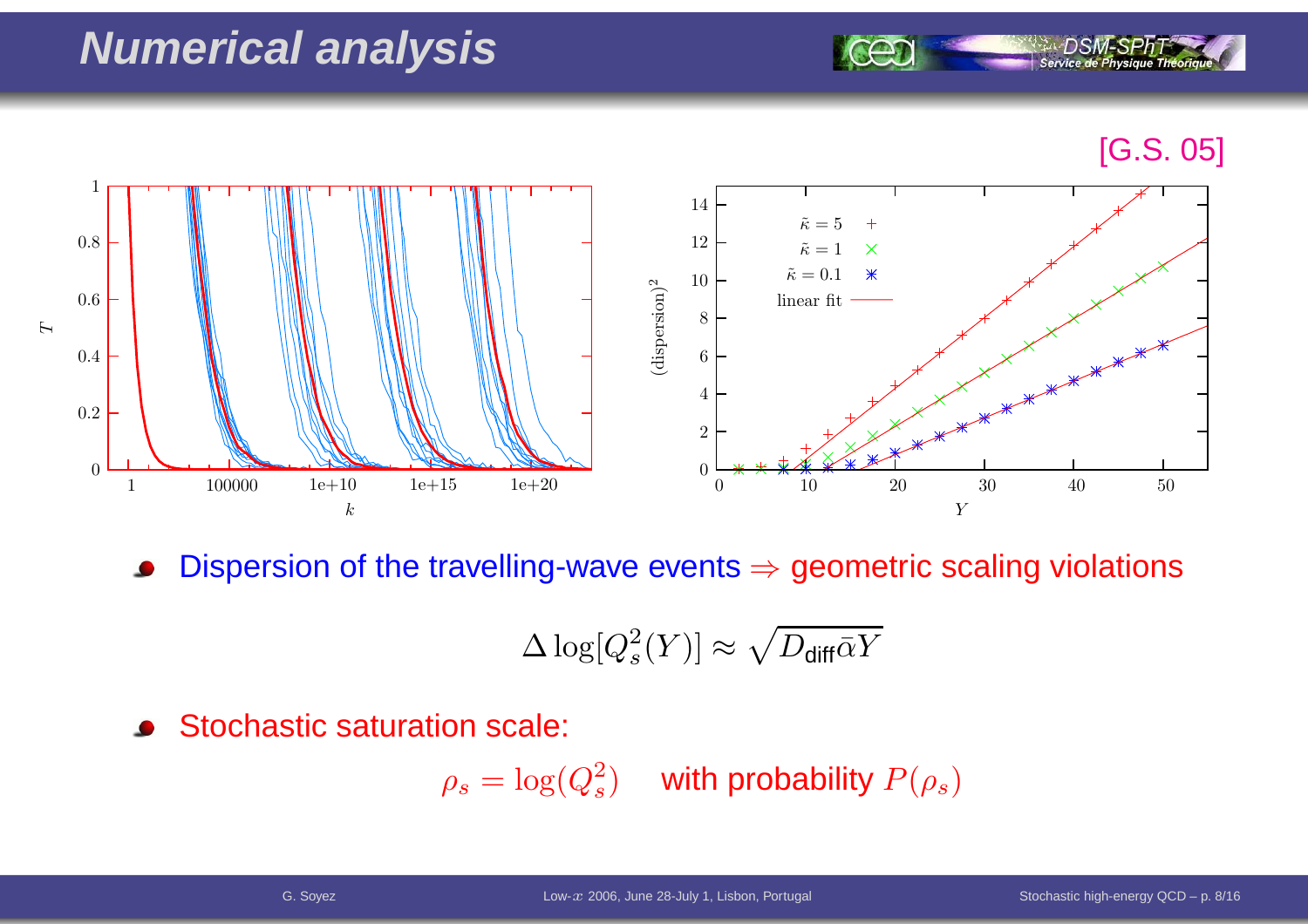# Numerical analysis

[G.S. 05]

- Dispersion of the travelling-wave events ⇒ geometric scaling violations

$$\Delta \log[Q_s^2(Y)] \approx \sqrt{D_{\text{diff}}\bar{\alpha}Y}$$

- Stochastic saturation scale:

$$\rho_s = \log(Q_s^2) \quad \text{with probability } P(\rho_s)$$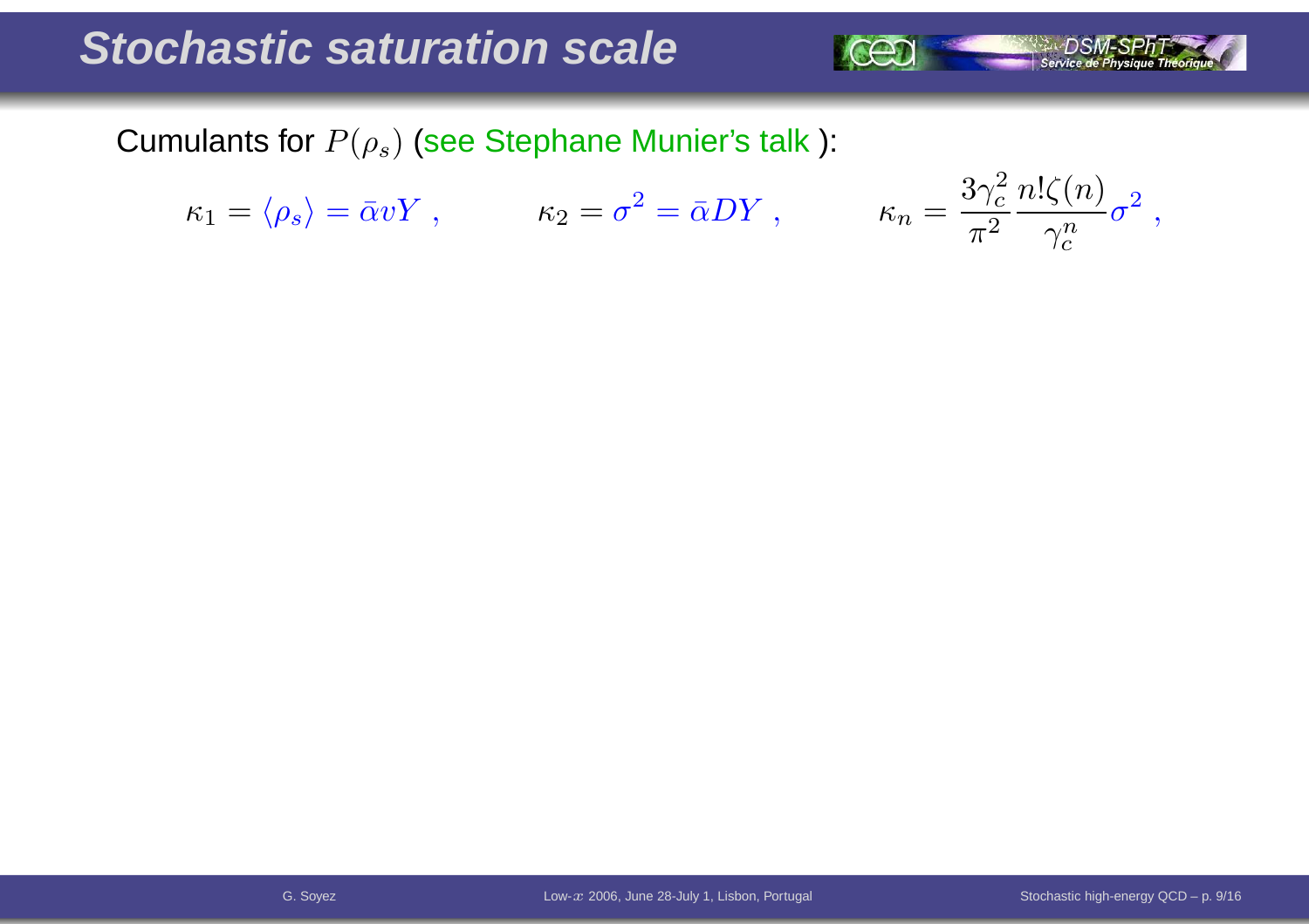# Stochastic saturation scale

Cumulants for $P(\rho_s)$ (see Stephane Munier's talk ):

$$\kappa_1 = \langle \rho_s \rangle = \bar{\alpha} v Y \,, \qquad \kappa_2 = \sigma^2 = \bar{\alpha} D Y \,, \qquad \kappa_n = \frac{3\gamma_c^2}{\pi^2} \frac{n!\zeta(n)}{\gamma_c^n} \sigma^2 \,,$$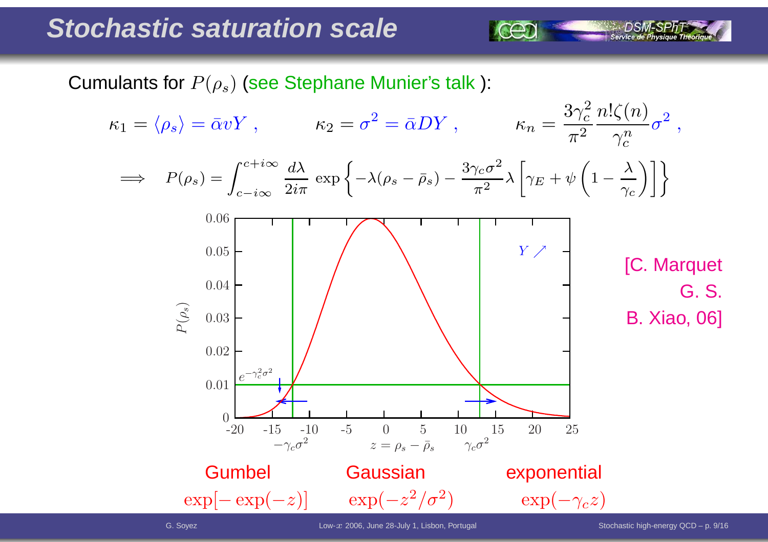# Stochastic saturation scale

Cumulants for $P(\rho_s)$ (see Stephane Munier's talk ):

$$\kappa_1 = \langle \rho_s \rangle = \bar{\alpha} v Y \ , \qquad \kappa_2 = \sigma^2 = \bar{\alpha} D Y \ , \qquad \kappa_n = \frac{3\gamma_c^2}{\pi^2} \frac{n!\zeta(n)}{\gamma_c^n} \sigma^2 \ ,$$

$$\Longrightarrow \quad P(\rho_s) = \int_{c-i\infty}^{c+i\infty} \frac{d\lambda}{2i\pi} \exp\left\{ -\lambda(\rho_s - \bar{\rho}_s) - \frac{3\gamma_c \sigma^2}{\pi^2} \lambda \left[ \gamma_E + \psi\left(1 - \frac{\lambda}{\gamma_c}\right) \right] \right\}$$

[C. Marquet G. S. B. Xiao, 06]

| Gumbel | Gaussian | exponential |
|---|---|---|
| $\exp[-\exp(-z)]$ | $\exp(-z^2/\sigma^2)$ | $\exp(-\gamma_c z)$ |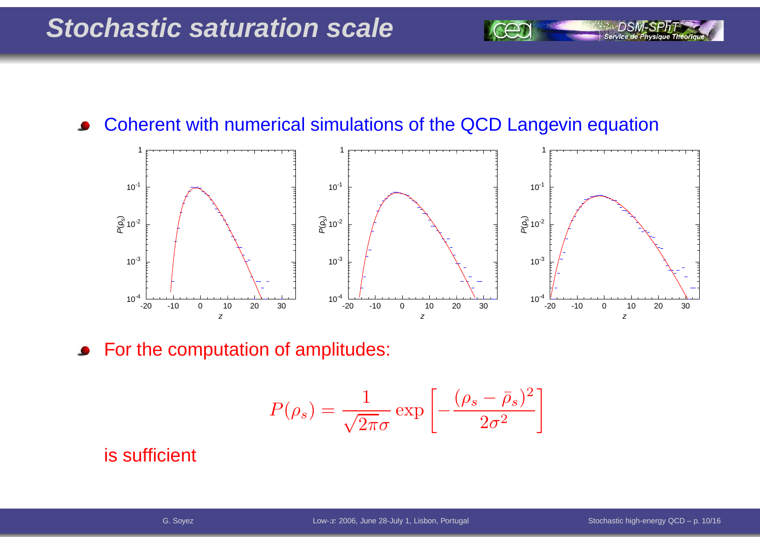# Stochastic saturation scale

- Coherent with numerical simulations of the QCD Langevin equation

- For the computation of amplitudes:

$$P(\rho_s) = \frac{1}{\sqrt{2\pi}\sigma} \exp\left[-\frac{(\rho_s - \bar{\rho}_s)^2}{2\sigma^2}\right]$$

is sufficient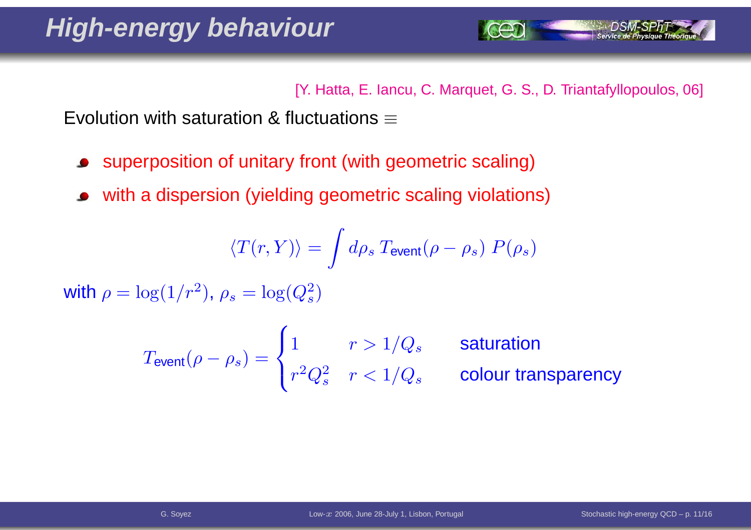# High-energy behaviour

[Y. Hatta, E. Iancu, C. Marquet, G. S., D. Triantafyllopoulos, 06]

Evolution with saturation & fluctuations $\equiv$

- superposition of unitary front (with geometric scaling)
- with a dispersion (yielding geometric scaling violations)

$$\langle T(r,Y)\rangle = \int d\rho_s \, T_{\text{event}}(\rho-\rho_s)\; P(\rho_s)$$

with $\rho = \log(1/r^2)$, $\rho_s = \log(Q_s^2)$

$$T_{\text{event}}(\rho-\rho_s) = \begin{cases} 1 & r > 1/Q_s \qquad \text{saturation} \\ r^2 Q_s^2 & r < 1/Q_s \qquad \text{colour transparency} \end{cases}$$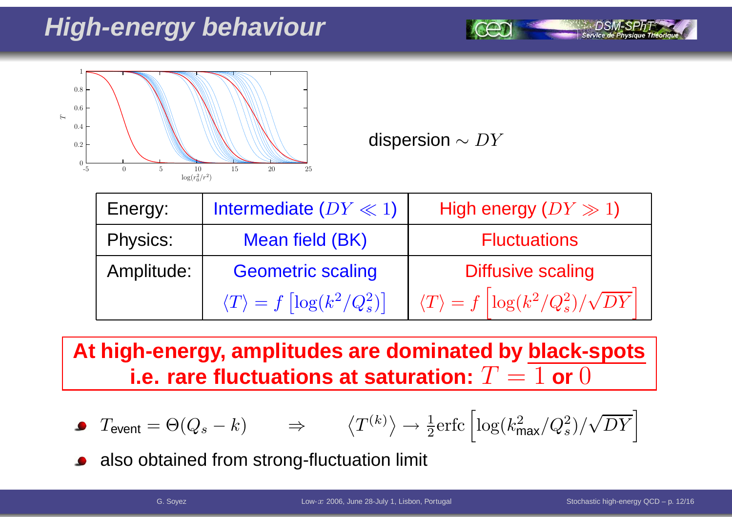# High-energy behaviour

dispersion $\sim DY$

| Energy: | Intermediate ($DY \ll 1$) | High energy ($DY \gg 1$) |
|---|---|---|
| Physics: | Mean field (BK) | Fluctuations |
| Amplitude: | Geometric scaling $\langle T \rangle = f\left[\log(k^2/Q_s^2)\right]$ | Diffusive scaling $\langle T \rangle = f\left[\log(k^2/Q_s^2)/\sqrt{DY}\right]$ |

**At high-energy, amplitudes are dominated by <u>black-spots</u> i.e. rare fluctuations at saturation: $T = 1$ or $0$**

- $T_{\text{event}} = \Theta(Q_s - k) \qquad \Rightarrow \qquad \left\langle T^{(k)} \right\rangle \to \frac{1}{2}\text{erfc}\left[\log(k^2_{\text{max}}/Q_s^2)/\sqrt{DY}\right]$
- also obtained from strong-fluctuation limit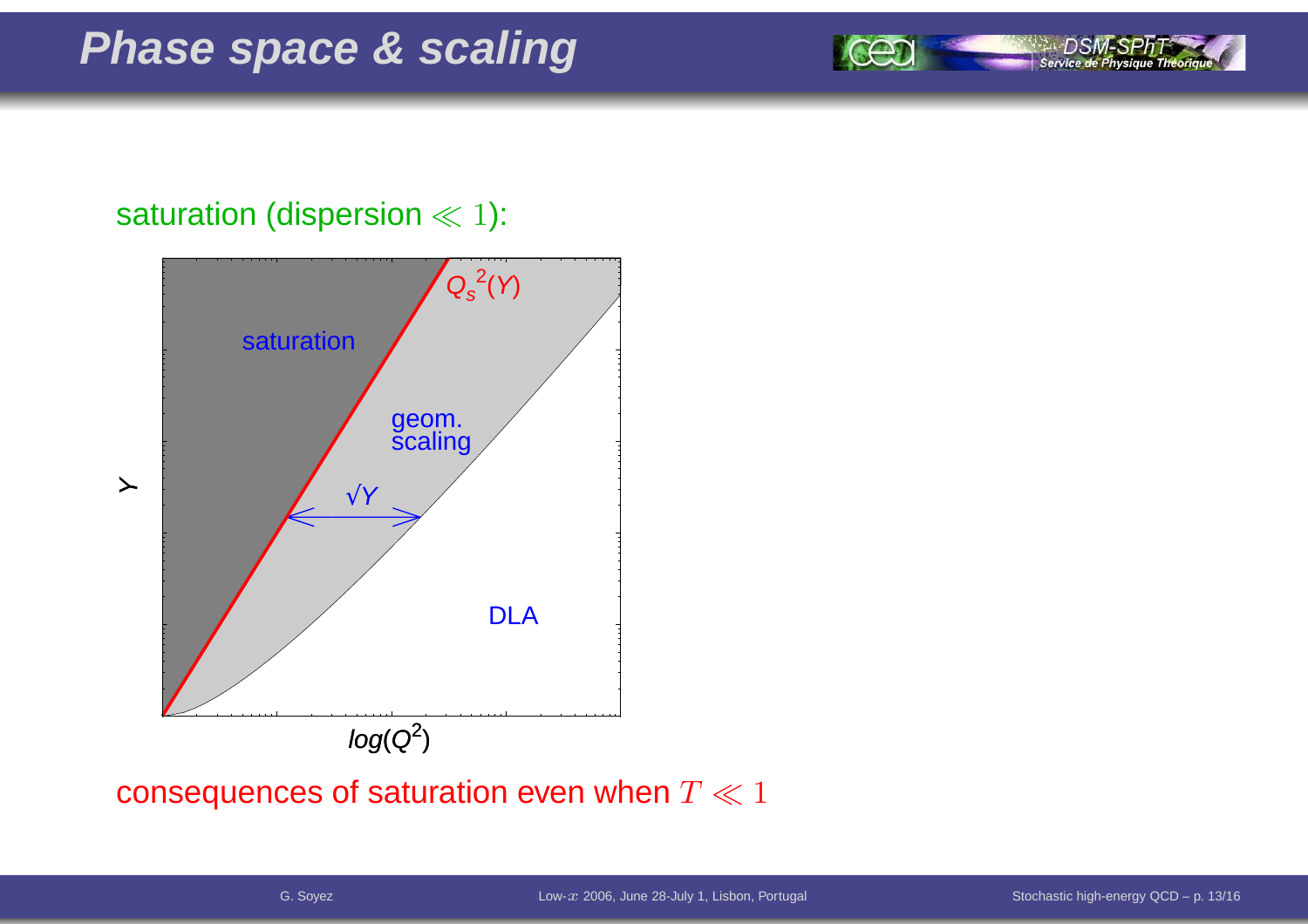# Phase space & scaling

saturation (dispersion $\ll 1$):

consequences of saturation even when $T \ll 1$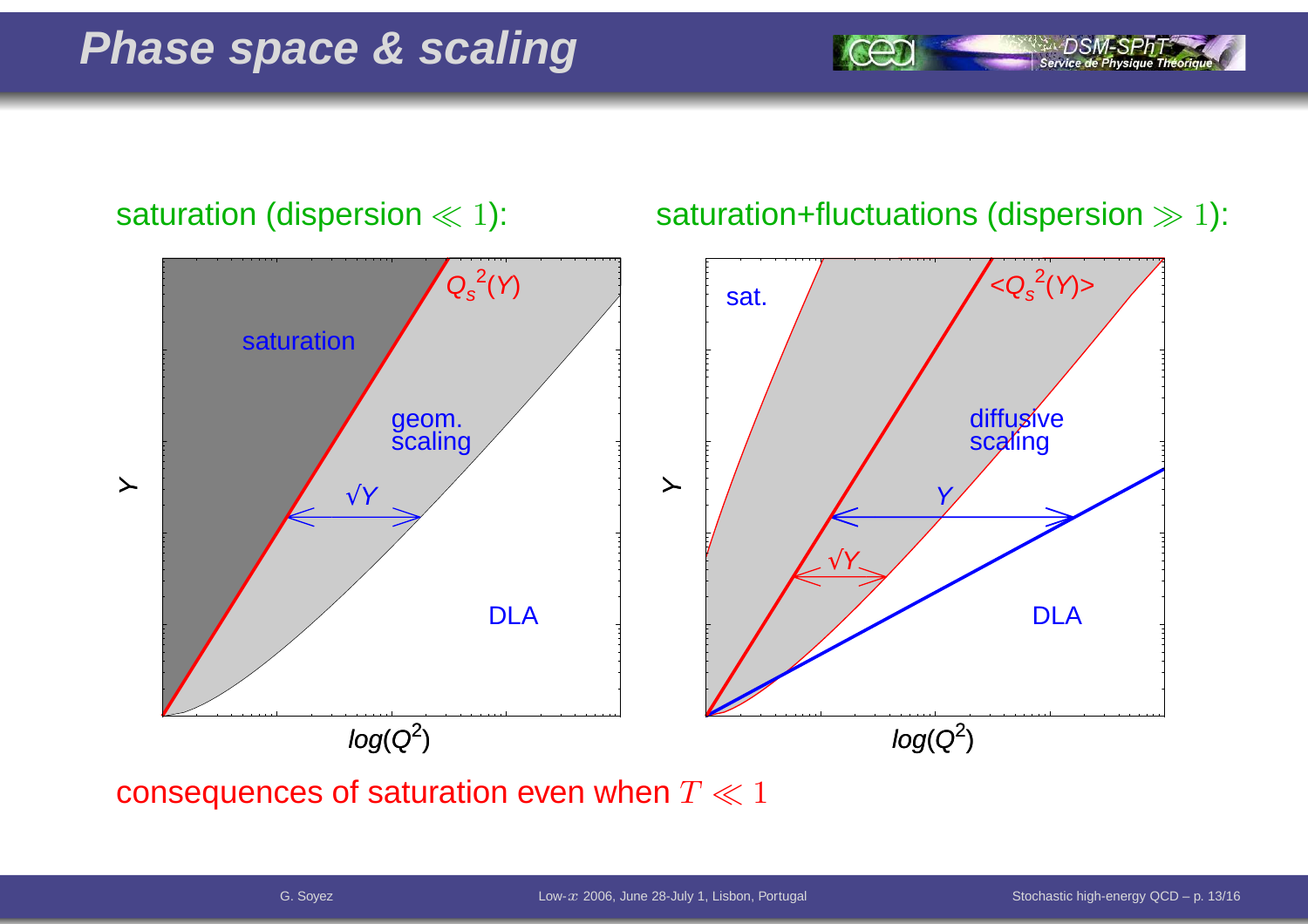# Phase space & scaling

saturation (dispersion $\ll 1$):

saturation+fluctuations (dispersion $\gg 1$):

consequences of saturation even when $T \ll 1$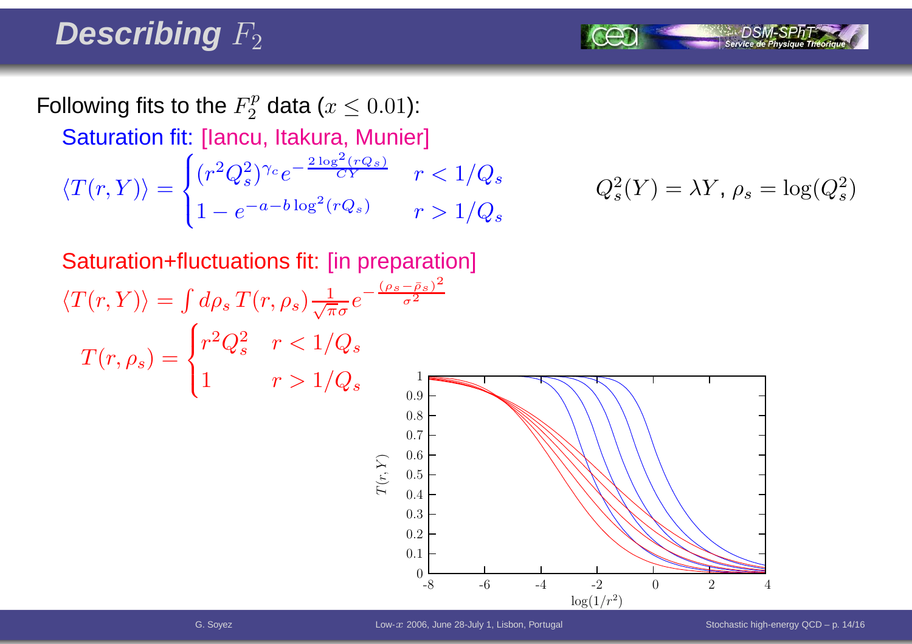# Describing $F_2$

Following fits to the $F_2^p$ data ($x \leq 0.01$):

Saturation fit: [Iancu, Itakura, Munier]

$$\langle T(r,Y)\rangle = \begin{cases} (r^2 Q_s^2)^{\gamma_c} e^{-\frac{2\log^2(rQ_s)}{CY}} & r < 1/Q_s \\ 1 - e^{-a-b\log^2(rQ_s)} & r > 1/Q_s \end{cases}$$

$$Q_s^2(Y) = \lambda Y, \; \rho_s = \log(Q_s^2)$$

Saturation+fluctuations fit: [in preparation]

$$\langle T(r,Y)\rangle = \int d\rho_s \, T(r,\rho_s) \frac{1}{\sqrt{\pi}\sigma} e^{-\frac{(\rho_s - \bar{\rho}_s)^2}{\sigma^2}}$$

$$T(r,\rho_s) = \begin{cases} r^2 Q_s^2 & r < 1/Q_s \\ 1 & r > 1/Q_s \end{cases}$$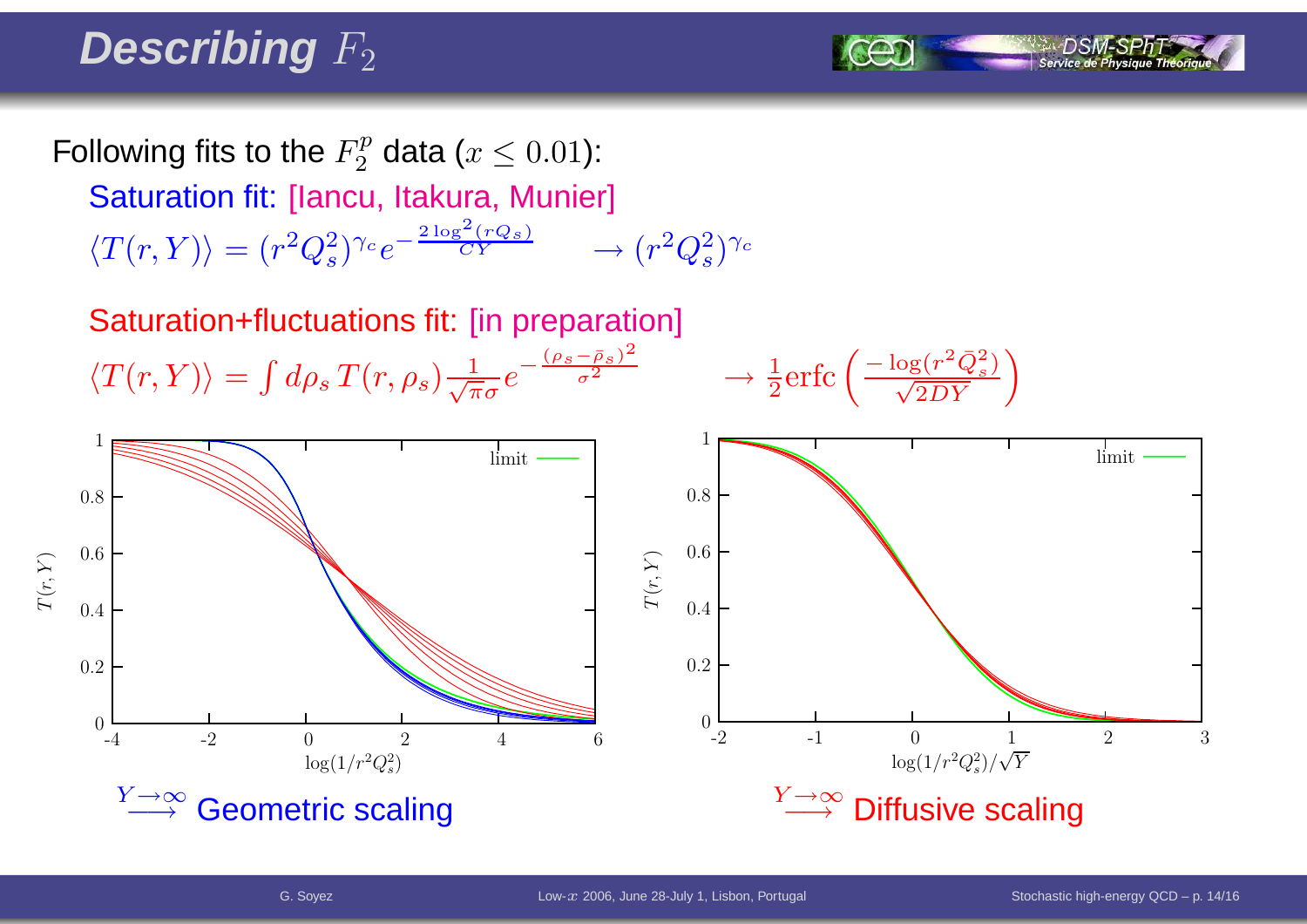# Describing $F_2$

Following fits to the $F_2^p$ data ($x \leq 0.01$):

Saturation fit: [Iancu, Itakura, Munier]

$$\langle T(r,Y)\rangle = (r^2 Q_s^2)^{\gamma_c} e^{-\frac{2\log^2(rQ_s)}{CY}} \qquad \to (r^2 Q_s^2)^{\gamma_c}$$

Saturation+fluctuations fit: [in preparation]

$$\langle T(r,Y)\rangle = \int d\rho_s \, T(r,\rho_s) \frac{1}{\sqrt{\pi}\sigma} e^{-\frac{(\rho_s - \bar{\rho}_s)^2}{\sigma^2}} \qquad \to \frac{1}{2}\text{erfc}\left(\frac{-\log(r^2 \bar{Q}_s^2)}{\sqrt{2DY}}\right)$$

$\xrightarrow{Y\to\infty}$ Geometric scaling

$\xrightarrow{Y\to\infty}$ Diffusive scaling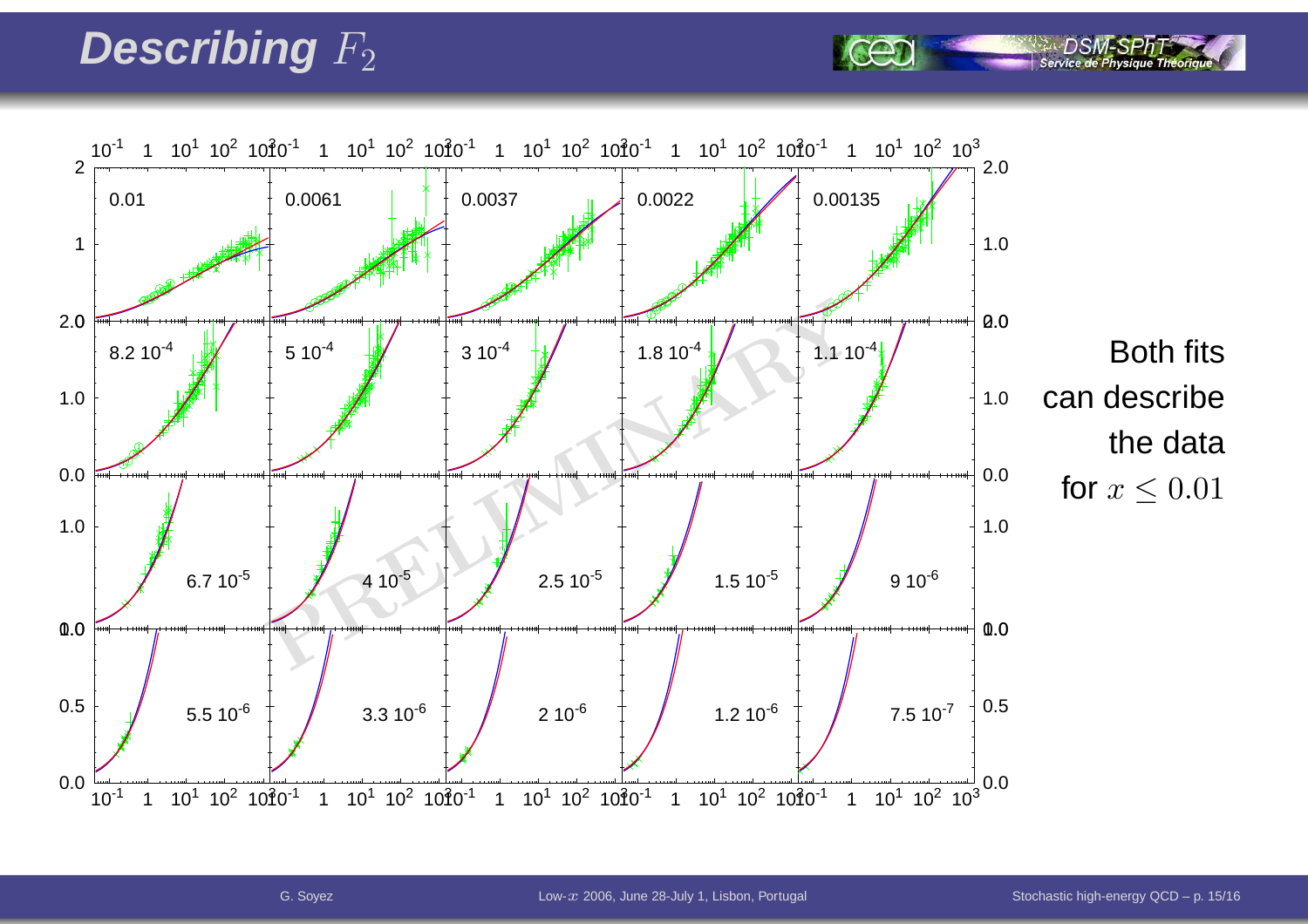# Describing $F_2$

Both fits can describe the data for $x \leq 0.01$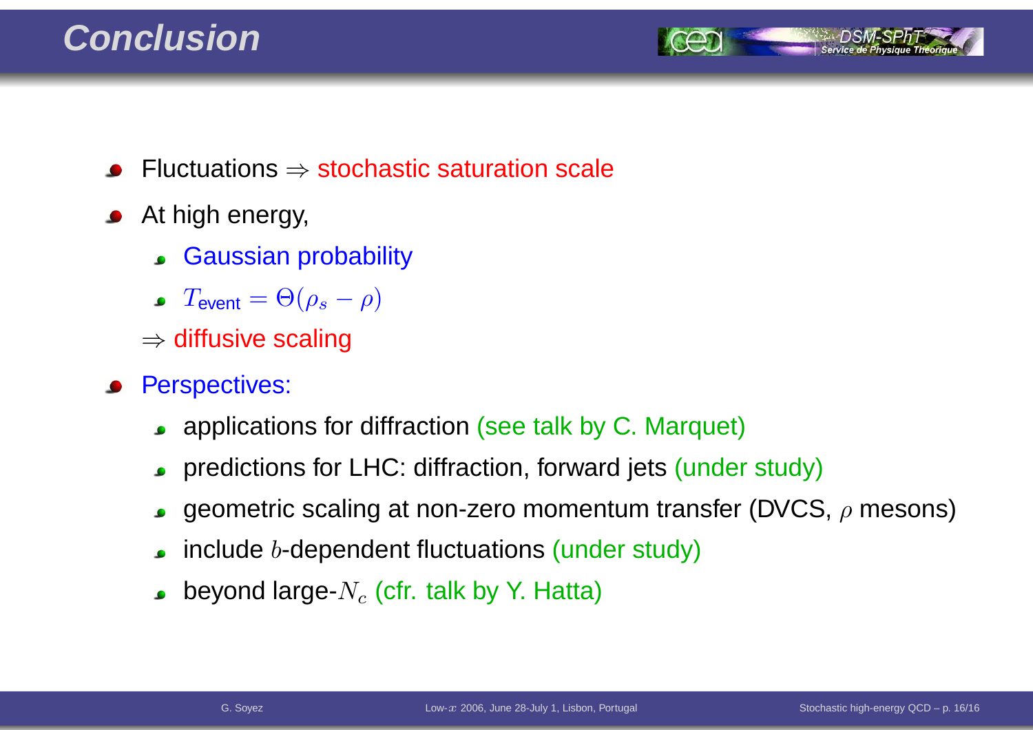# Conclusion

- Fluctuations $\Rightarrow$ stochastic saturation scale
- At high energy,
  - Gaussian probability
  - $T_{\text{event}} = \Theta(\rho_s - \rho)$

  $\Rightarrow$ diffusive scaling
- Perspectives:
  - applications for diffraction (see talk by C. Marquet)
  - predictions for LHC: diffraction, forward jets (under study)
  - geometric scaling at non-zero momentum transfer (DVCS, $\rho$ mesons)
  - include $b$-dependent fluctuations (under study)
  - beyond large-$N_c$ (cfr. talk by Y. Hatta)